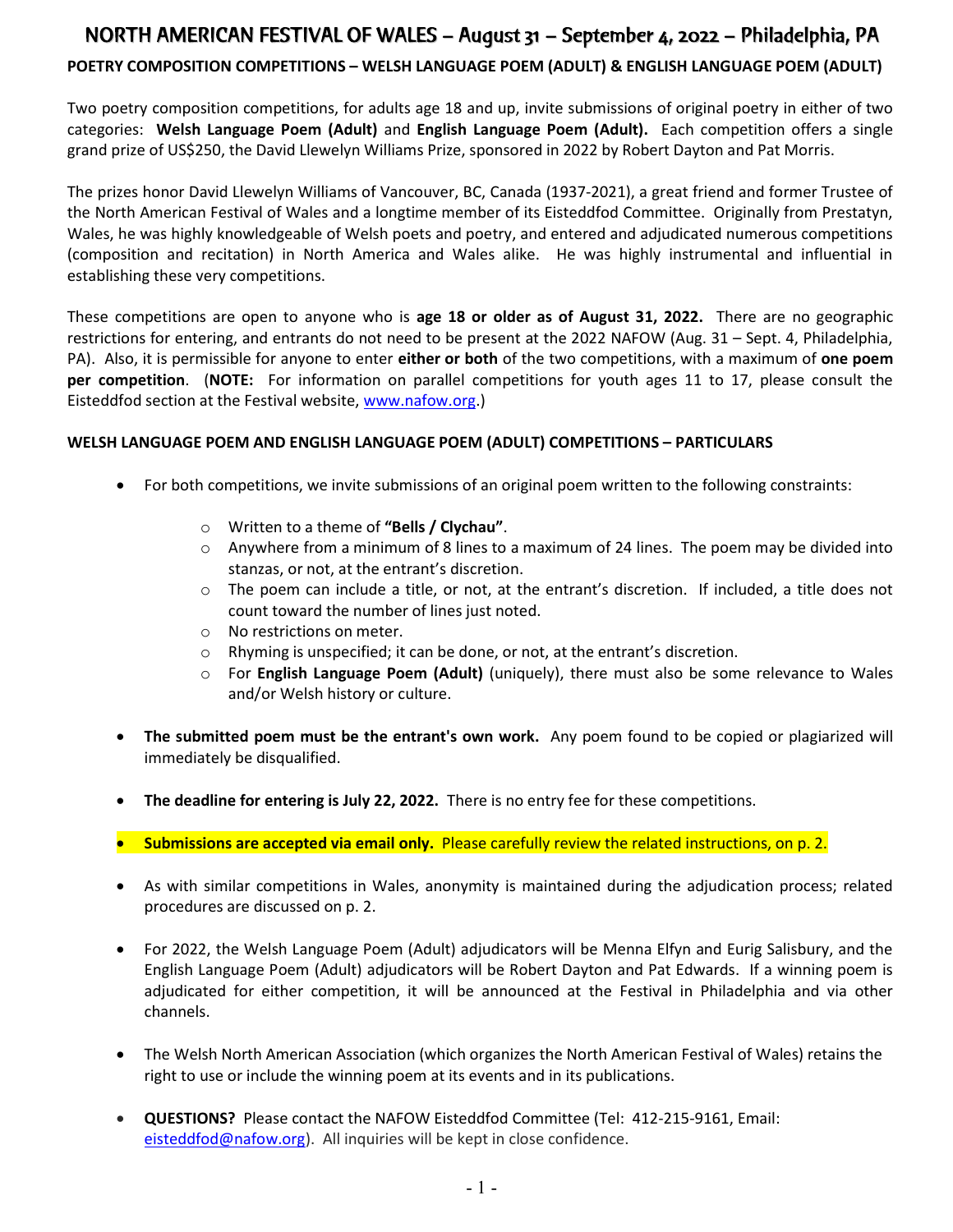# NORTH AMERICAN FESTIVAL OF WALES – August 31 – September 4, 2022 – Philadelphia, PA

## POETRY COMPOSITION COMPETITIONS – WELSH LANGUAGE POEM (ADULT) & ENGLISH LANGUAGE POEM (ADULT)

Two poetry composition competitions, for adults age 18 and up, invite submissions of original poetry in either of two categories: **Welsh Language Poem (Adult)** and **English Language Poem (Adult).** Each competition offers a single grand prize of US$250, the David Llewelyn Williams Prize, sponsored in 2022 by Robert Dayton and Pat Morris.

The prizes honor David Llewelyn Williams of Vancouver, BC, Canada (1937-2021), a great friend and former Trustee of the North American Festival of Wales and a longtime member of its Eisteddfod Committee. Originally from Prestatyn, Wales, he was highly knowledgeable of Welsh poets and poetry, and entered and adjudicated numerous competitions (composition and recitation) in North America and Wales alike. He was highly instrumental and influential in establishing these very competitions.

These competitions are open to anyone who is **age 18 or older as of August 31, 2022.** There are no geographic restrictions for entering, and entrants do not need to be present at the 2022 NAFOW (Aug. 31 – Sept. 4, Philadelphia, PA). Also, it is permissible for anyone to enter **either or both** of the two competitions, with a maximum of **one poem per competition**. (**NOTE:** For information on parallel competitions for youth ages 11 to 17, please consult the Eisteddfod section at the Festival website, www.nafow.org.)

### WELSH LANGUAGE POEM AND ENGLISH LANGUAGE POEM (ADULT) COMPETITIONS – PARTICULARS

- For both competitions, we invite submissions of an original poem written to the following constraints:
  - Written to a theme of **"Bells / Clychau"**.
  - Anywhere from a minimum of 8 lines to a maximum of 24 lines. The poem may be divided into stanzas, or not, at the entrant's discretion.
  - The poem can include a title, or not, at the entrant's discretion. If included, a title does not count toward the number of lines just noted.
  - No restrictions on meter.
  - Rhyming is unspecified; it can be done, or not, at the entrant's discretion.
  - For **English Language Poem (Adult)** (uniquely), there must also be some relevance to Wales and/or Welsh history or culture.

- **The submitted poem must be the entrant's own work.** Any poem found to be copied or plagiarized will immediately be disqualified.

- **The deadline for entering is July 22, 2022.** There is no entry fee for these competitions.

- **Submissions are accepted via email only.** Please carefully review the related instructions, on p. 2.

- As with similar competitions in Wales, anonymity is maintained during the adjudication process; related procedures are discussed on p. 2.

- For 2022, the Welsh Language Poem (Adult) adjudicators will be Menna Elfyn and Eurig Salisbury, and the English Language Poem (Adult) adjudicators will be Robert Dayton and Pat Edwards. If a winning poem is adjudicated for either competition, it will be announced at the Festival in Philadelphia and via other channels.

- The Welsh North American Association (which organizes the North American Festival of Wales) retains the right to use or include the winning poem at its events and in its publications.

- **QUESTIONS?** Please contact the NAFOW Eisteddfod Committee (Tel: 412-215-9161, Email: eisteddfod@nafow.org). All inquiries will be kept in close confidence.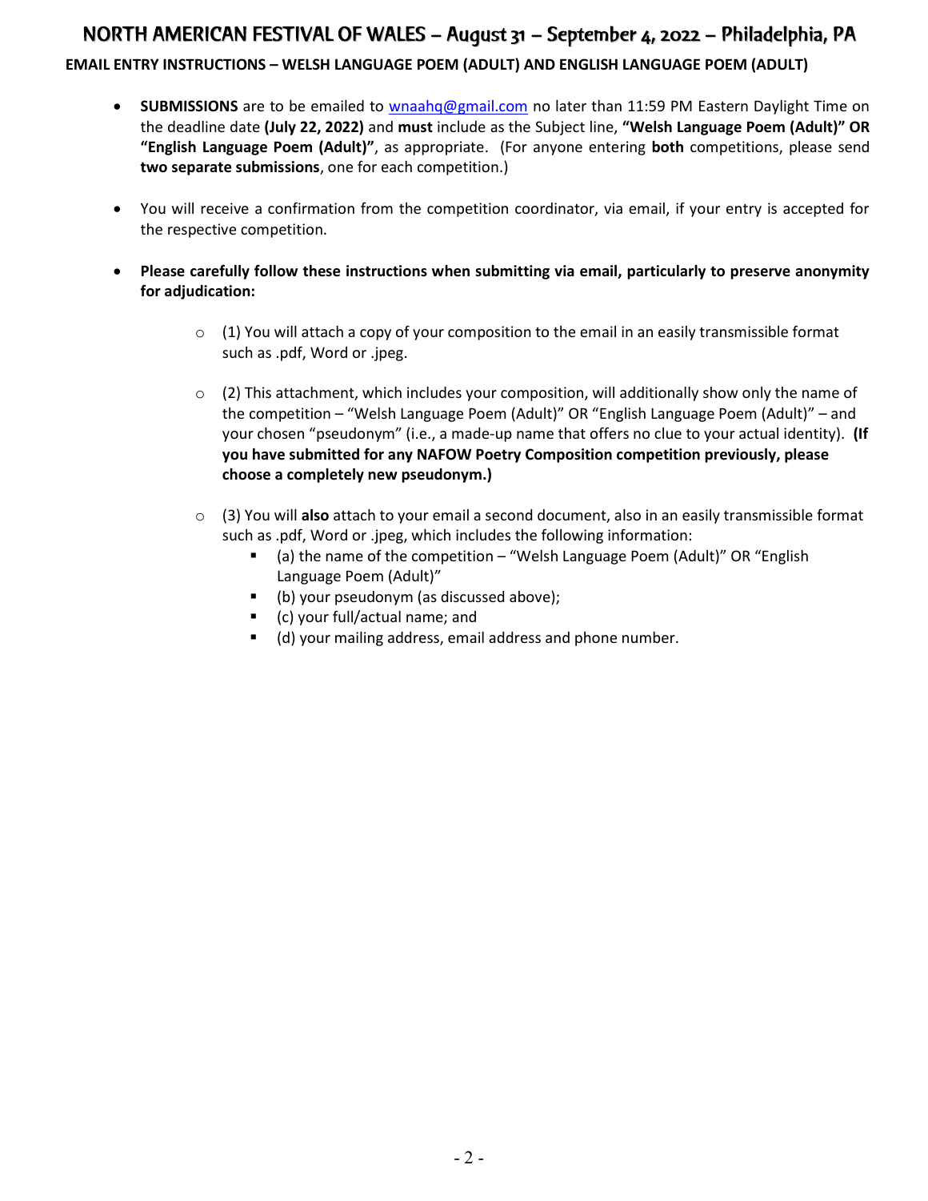# NORTH AMERICAN FESTIVAL OF WALES – August 31 – September 4, 2022 – Philadelphia, PA

**EMAIL ENTRY INSTRUCTIONS – WELSH LANGUAGE POEM (ADULT) AND ENGLISH LANGUAGE POEM (ADULT)**

- **SUBMISSIONS** are to be emailed to wnaahq@gmail.com no later than 11:59 PM Eastern Daylight Time on the deadline date **(July 22, 2022)** and **must** include as the Subject line, **"Welsh Language Poem (Adult)" OR "English Language Poem (Adult)"**, as appropriate. (For anyone entering **both** competitions, please send **two separate submissions**, one for each competition.)

- You will receive a confirmation from the competition coordinator, via email, if your entry is accepted for the respective competition.

- **Please carefully follow these instructions when submitting via email, particularly to preserve anonymity for adjudication:**

  - (1) You will attach a copy of your composition to the email in an easily transmissible format such as .pdf, Word or .jpeg.

  - (2) This attachment, which includes your composition, will additionally show only the name of the competition – "Welsh Language Poem (Adult)" OR "English Language Poem (Adult)" – and your chosen "pseudonym" (i.e., a made-up name that offers no clue to your actual identity). **(If you have submitted for any NAFOW Poetry Composition competition previously, please choose a completely new pseudonym.)**

  - (3) You will **also** attach to your email a second document, also in an easily transmissible format such as .pdf, Word or .jpeg, which includes the following information:
    - (a) the name of the competition – "Welsh Language Poem (Adult)" OR "English Language Poem (Adult)"
    - (b) your pseudonym (as discussed above);
    - (c) your full/actual name; and
    - (d) your mailing address, email address and phone number.